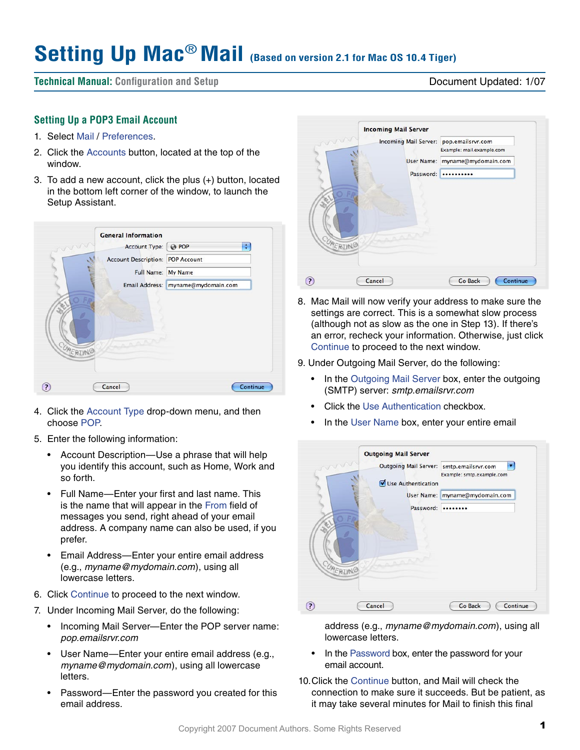#  Setting Up Mac® Mail (Based on version 2.1 for Mac OS 10.4 Tiger)

**Technical Manual:** Configuration and Setup

Document Updated: 1/07

## Setting Up a POP3 Email Account

1. Select Mail / Preferences.
2. Click the Accounts button, located at the top of the window.
3. To add a new account, click the plus (+) button, located in the bottom left corner of the window, to launch the Setup Assistant.

General Information
Account Type: POP
Account Description: POP Account
Full Name: My Name
Email Address: myname@mydomain.com
Cancel
Continue

4. Click the Account Type drop-down menu, and then choose POP.
5. Enter the following information:
   - Account Description—Use a phrase that will help you identify this account, such as Home, Work and so forth.
   - Full Name—Enter your first and last name. This is the name that will appear in the From field of messages you send, right ahead of your email address. A company name can also be used, if you prefer.
   - Email Address—Enter your entire email address (e.g., *myname@mydomain.com*), using all lowercase letters.
6. Click Continue to proceed to the next window.
7. Under Incoming Mail Server, do the following:
   - Incoming Mail Server—Enter the POP server name: *pop.emailsrvr.com*
   - User Name—Enter your entire email address (e.g., *myname@mydomain.com*), using all lowercase letters.
   - Password—Enter the password you created for this email address.

Incoming Mail Server
Incoming Mail Server: pop.emailsrvr.com
Example: mail.example.com
User Name: myname@mydomain.com
Password: ••••••••••
Cancel
Go Back
Continue

8. Mac Mail will now verify your address to make sure the settings are correct. This is a somewhat slow process (although not as slow as the one in Step 13). If there's an error, recheck your information. Otherwise, just click Continue to proceed to the next window.
9. Under Outgoing Mail Server, do the following:
   - In the Outgoing Mail Server box, enter the outgoing (SMTP) server: *smtp.emailsrvr.com*
   - Click the Use Authentication checkbox.
   - In the User Name box, enter your entire email address (e.g., *myname@mydomain.com*), using all lowercase letters.
   - In the Password box, enter the password for your email account.

Outgoing Mail Server
Outgoing Mail Server: smtp.emailsrvr.com
Example: smtp.example.com
Use Authentication
User Name: myname@mydomain.com
Password: ••••••••
Cancel
Go Back
Continue

10. Click the Continue button, and Mail will check the connection to make sure it succeeds. But be patient, as it may take several minutes for Mail to finish this final

Copyright 2007 Document Authors. Some Rights Reserved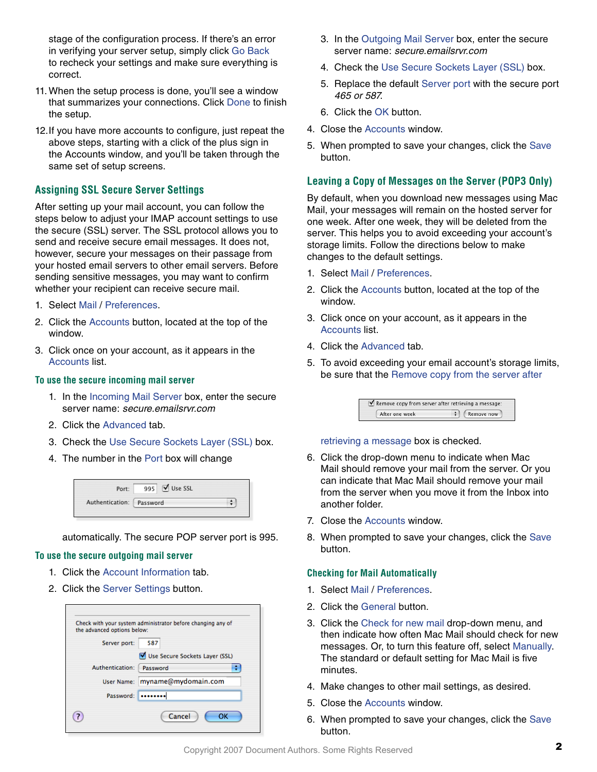stage of the configuration process. If there's an error in verifying your server setup, simply click Go Back to recheck your settings and make sure everything is correct.

11. When the setup process is done, you'll see a window that summarizes your connections. Click Done to finish the setup.

12. If you have more accounts to configure, just repeat the above steps, starting with a click of the plus sign in the Accounts window, and you'll be taken through the same set of setup screens.

## Assigning SSL Secure Server Settings

After setting up your mail account, you can follow the steps below to adjust your IMAP account settings to use the secure (SSL) server. The SSL protocol allows you to send and receive secure email messages. It does not, however, secure your messages on their passage from your hosted email servers to other email servers. Before sending sensitive messages, you may want to confirm whether your recipient can receive secure mail.

1. Select Mail / Preferences.
2. Click the Accounts button, located at the top of the window.
3. Click once on your account, as it appears in the Accounts list.

### To use the secure incoming mail server

1. In the Incoming Mail Server box, enter the secure server name: *secure.emailsrvr.com*
2. Click the Advanced tab.
3. Check the Use Secure Sockets Layer (SSL) box.
4. The number in the Port box will change automatically. The secure POP server port is 995.

### To use the secure outgoing mail server

1. Click the Account Information tab.
2. Click the Server Settings button.
3. In the Outgoing Mail Server box, enter the secure server name: *secure.emailsrvr.com*
4. Check the Use Secure Sockets Layer (SSL) box.
5. Replace the default Server port with the secure port *465 or 587.*
6. Click the OK button.

4. Close the Accounts window.
5. When prompted to save your changes, click the Save button.

## Leaving a Copy of Messages on the Server (POP3 Only)

By default, when you download new messages using Mac Mail, your messages will remain on the hosted server for one week. After one week, they will be deleted from the server. This helps you to avoid exceeding your account's storage limits. Follow the directions below to make changes to the default settings.

1. Select Mail / Preferences.
2. Click the Accounts button, located at the top of the window.
3. Click once on your account, as it appears in the Accounts list.
4. Click the Advanced tab.
5. To avoid exceeding your email account's storage limits, be sure that the Remove copy from the server after retrieving a message box is checked.
6. Click the drop-down menu to indicate when Mac Mail should remove your mail from the server. Or you can indicate that Mac Mail should remove your mail from the server when you move it from the Inbox into another folder.
7. Close the Accounts window.
8. When prompted to save your changes, click the Save button.

## Checking for Mail Automatically

1. Select Mail / Preferences.
2. Click the General button.
3. Click the Check for new mail drop-down menu, and then indicate how often Mac Mail should check for new messages. Or, to turn this feature off, select Manually. The standard or default setting for Mac Mail is five minutes.
4. Make changes to other mail settings, as desired.
5. Close the Accounts window.
6. When prompted to save your changes, click the Save button.